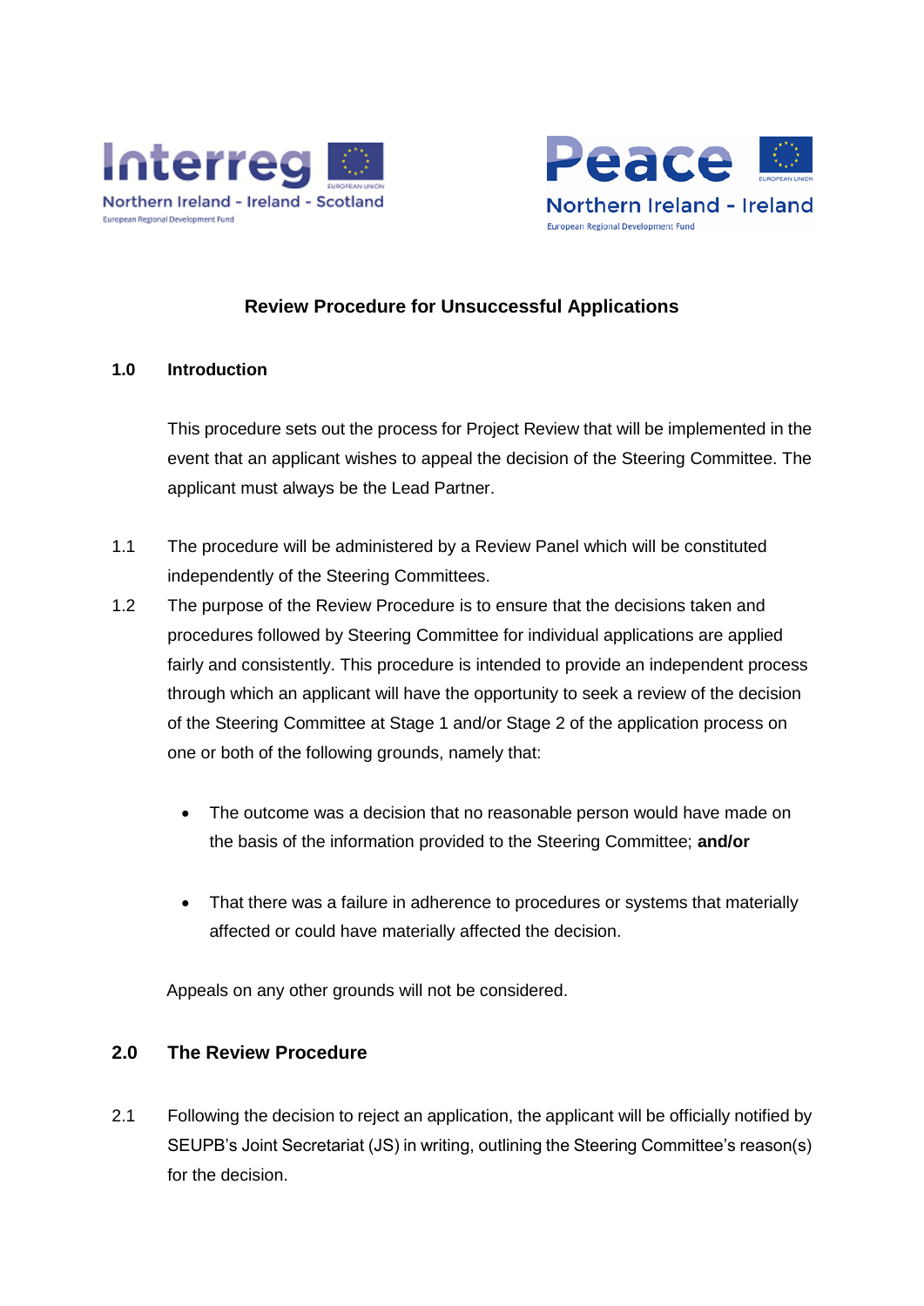Interreg Northern Ireland - Ireland - Scotland
European Regional Development Fund

Peace Northern Ireland - Ireland
European Regional Development Fund

# Review Procedure for Unsuccessful Applications

## 1.0 Introduction

This procedure sets out the process for Project Review that will be implemented in the event that an applicant wishes to appeal the decision of the Steering Committee. The applicant must always be the Lead Partner.

1.1 The procedure will be administered by a Review Panel which will be constituted independently of the Steering Committees.

1.2 The purpose of the Review Procedure is to ensure that the decisions taken and procedures followed by Steering Committee for individual applications are applied fairly and consistently. This procedure is intended to provide an independent process through which an applicant will have the opportunity to seek a review of the decision of the Steering Committee at Stage 1 and/or Stage 2 of the application process on one or both of the following grounds, namely that:

- The outcome was a decision that no reasonable person would have made on the basis of the information provided to the Steering Committee; **and/or**

- That there was a failure in adherence to procedures or systems that materially affected or could have materially affected the decision.

Appeals on any other grounds will not be considered.

## 2.0 The Review Procedure

2.1 Following the decision to reject an application, the applicant will be officially notified by SEUPB's Joint Secretariat (JS) in writing, outlining the Steering Committee's reason(s) for the decision.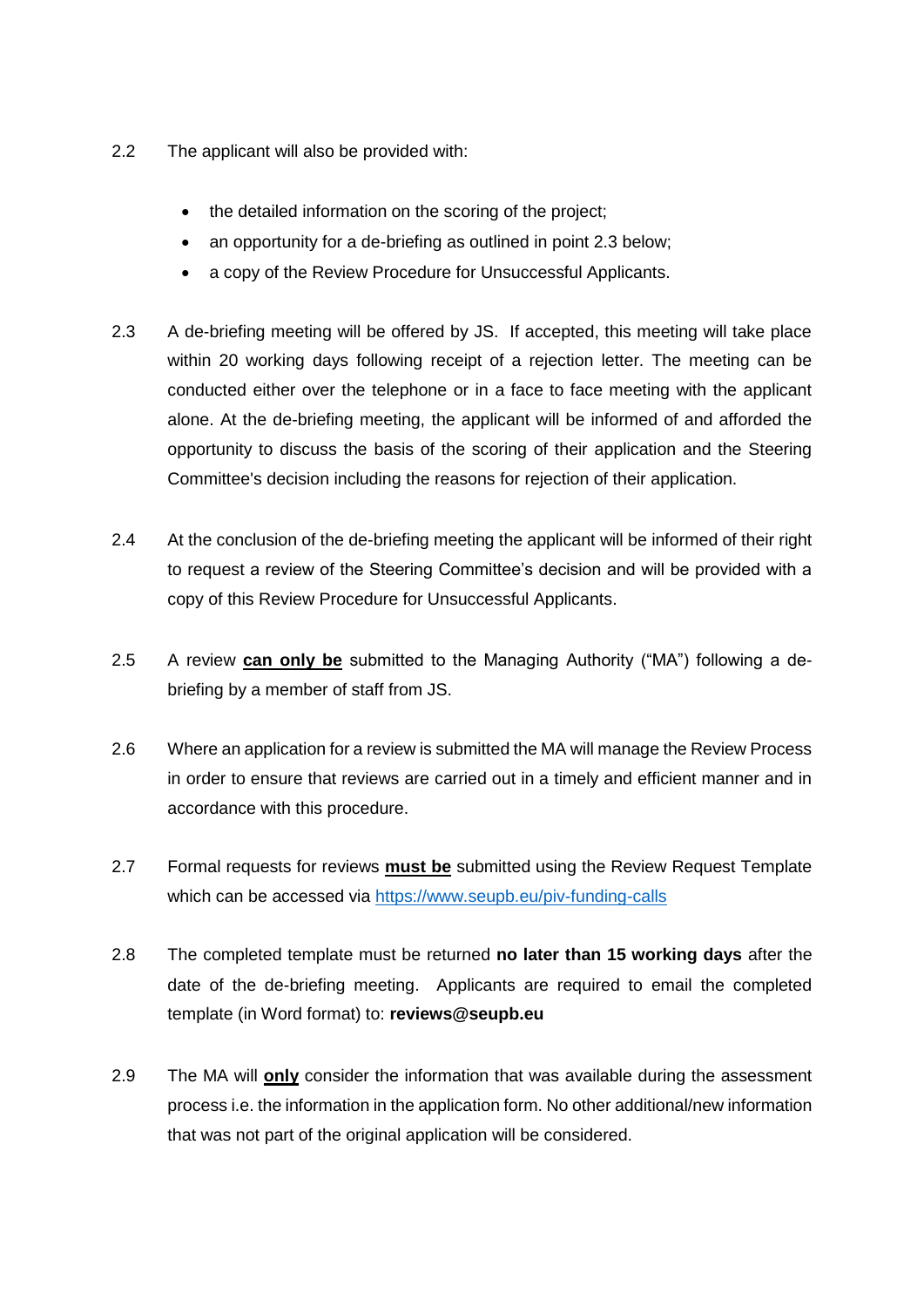2.2 The applicant will also be provided with:

- the detailed information on the scoring of the project;
- an opportunity for a de-briefing as outlined in point 2.3 below;
- a copy of the Review Procedure for Unsuccessful Applicants.

2.3 A de-briefing meeting will be offered by JS. If accepted, this meeting will take place within 20 working days following receipt of a rejection letter. The meeting can be conducted either over the telephone or in a face to face meeting with the applicant alone. At the de-briefing meeting, the applicant will be informed of and afforded the opportunity to discuss the basis of the scoring of their application and the Steering Committee's decision including the reasons for rejection of their application.

2.4 At the conclusion of the de-briefing meeting the applicant will be informed of their right to request a review of the Steering Committee's decision and will be provided with a copy of this Review Procedure for Unsuccessful Applicants.

2.5 A review **can only be** submitted to the Managing Authority ("MA") following a de-briefing by a member of staff from JS.

2.6 Where an application for a review is submitted the MA will manage the Review Process in order to ensure that reviews are carried out in a timely and efficient manner and in accordance with this procedure.

2.7 Formal requests for reviews **must be** submitted using the Review Request Template which can be accessed via [https://www.seupb.eu/piv-funding-calls](https://www.seupb.eu/piv-funding-calls)

2.8 The completed template must be returned **no later than 15 working days** after the date of the de-briefing meeting. Applicants are required to email the completed template (in Word format) to: **reviews@seupb.eu**

2.9 The MA will **only** consider the information that was available during the assessment process i.e. the information in the application form. No other additional/new information that was not part of the original application will be considered.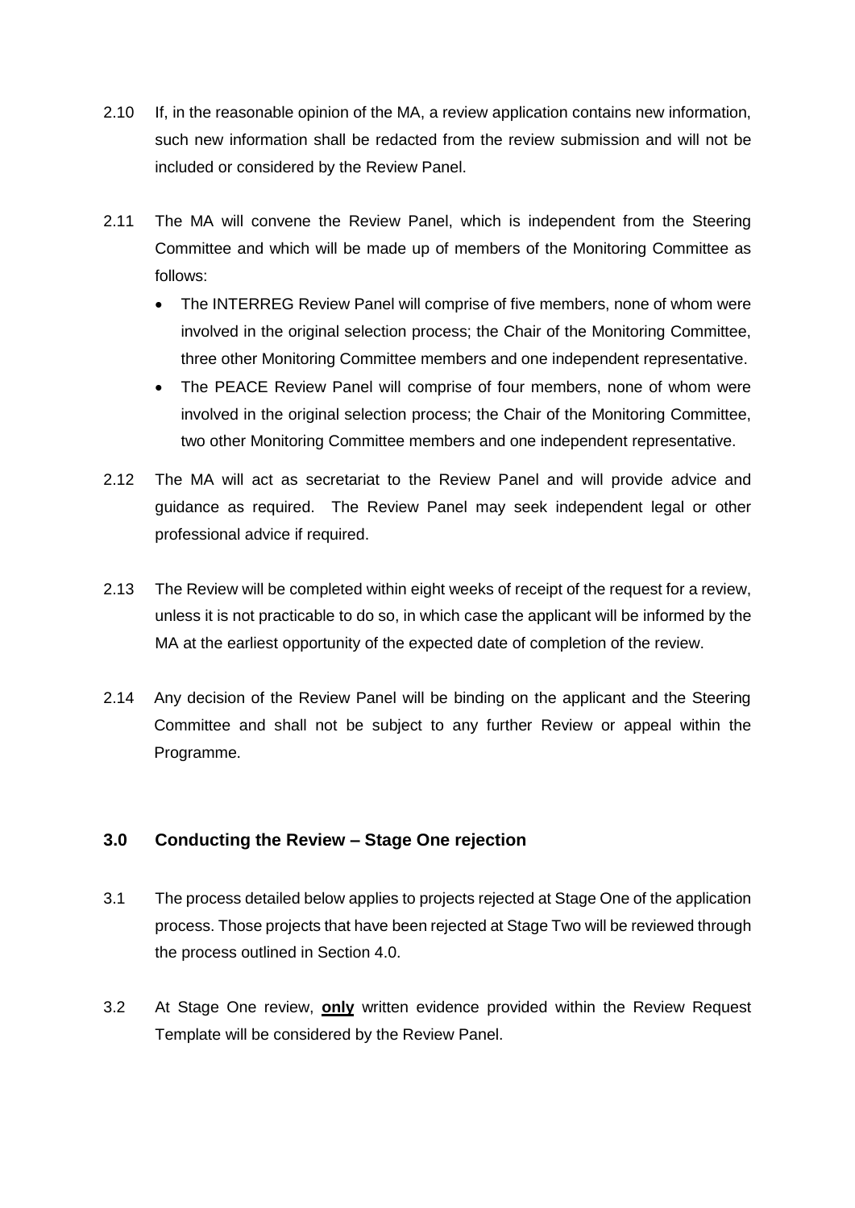2.10 If, in the reasonable opinion of the MA, a review application contains new information, such new information shall be redacted from the review submission and will not be included or considered by the Review Panel.

2.11 The MA will convene the Review Panel, which is independent from the Steering Committee and which will be made up of members of the Monitoring Committee as follows:

- The INTERREG Review Panel will comprise of five members, none of whom were involved in the original selection process; the Chair of the Monitoring Committee, three other Monitoring Committee members and one independent representative.
- The PEACE Review Panel will comprise of four members, none of whom were involved in the original selection process; the Chair of the Monitoring Committee, two other Monitoring Committee members and one independent representative.

2.12 The MA will act as secretariat to the Review Panel and will provide advice and guidance as required. The Review Panel may seek independent legal or other professional advice if required.

2.13 The Review will be completed within eight weeks of receipt of the request for a review, unless it is not practicable to do so, in which case the applicant will be informed by the MA at the earliest opportunity of the expected date of completion of the review.

2.14 Any decision of the Review Panel will be binding on the applicant and the Steering Committee and shall not be subject to any further Review or appeal within the Programme.

## 3.0 Conducting the Review – Stage One rejection

3.1 The process detailed below applies to projects rejected at Stage One of the application process. Those projects that have been rejected at Stage Two will be reviewed through the process outlined in Section 4.0.

3.2 At Stage One review, **only** written evidence provided within the Review Request Template will be considered by the Review Panel.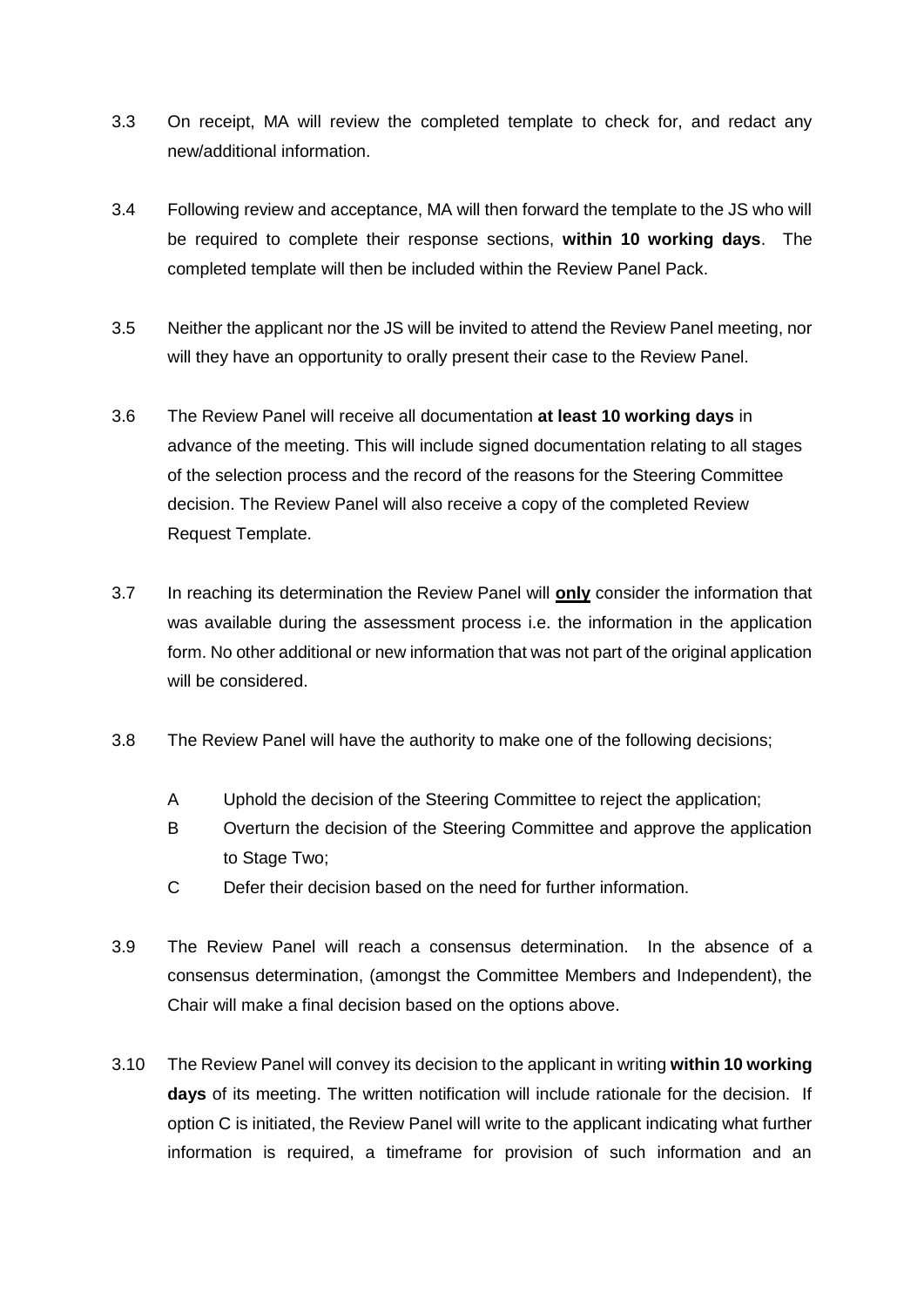3.3 On receipt, MA will review the completed template to check for, and redact any new/additional information.

3.4 Following review and acceptance, MA will then forward the template to the JS who will be required to complete their response sections, **within 10 working days**. The completed template will then be included within the Review Panel Pack.

3.5 Neither the applicant nor the JS will be invited to attend the Review Panel meeting, nor will they have an opportunity to orally present their case to the Review Panel.

3.6 The Review Panel will receive all documentation **at least 10 working days** in advance of the meeting. This will include signed documentation relating to all stages of the selection process and the record of the reasons for the Steering Committee decision. The Review Panel will also receive a copy of the completed Review Request Template.

3.7 In reaching its determination the Review Panel will <u>**only**</u> consider the information that was available during the assessment process i.e. the information in the application form. No other additional or new information that was not part of the original application will be considered.

3.8 The Review Panel will have the authority to make one of the following decisions;

- A Uphold the decision of the Steering Committee to reject the application;
- B Overturn the decision of the Steering Committee and approve the application to Stage Two;
- C Defer their decision based on the need for further information.

3.9 The Review Panel will reach a consensus determination. In the absence of a consensus determination, (amongst the Committee Members and Independent), the Chair will make a final decision based on the options above.

3.10 The Review Panel will convey its decision to the applicant in writing **within 10 working days** of its meeting. The written notification will include rationale for the decision. If option C is initiated, the Review Panel will write to the applicant indicating what further information is required, a timeframe for provision of such information and an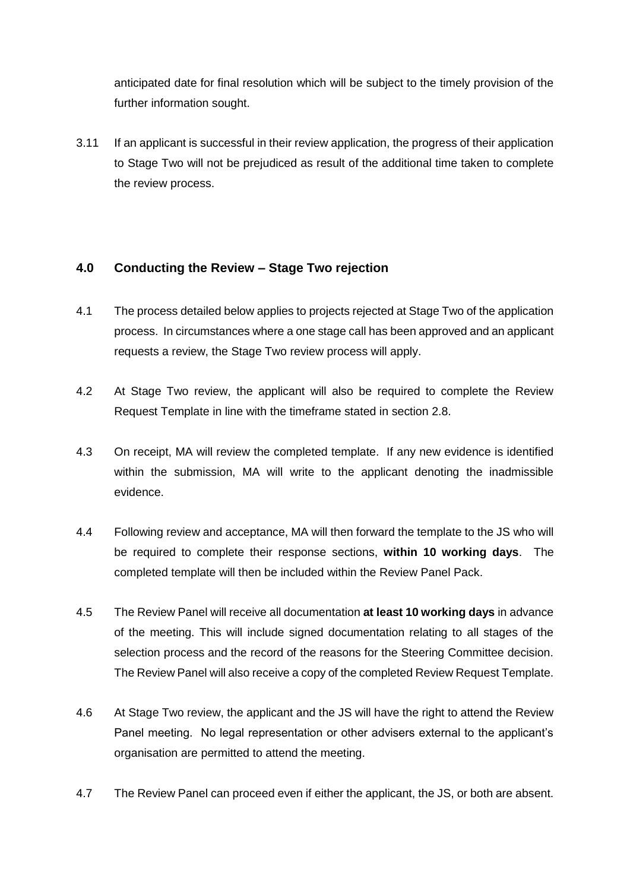anticipated date for final resolution which will be subject to the timely provision of the further information sought.

3.11 If an applicant is successful in their review application, the progress of their application to Stage Two will not be prejudiced as result of the additional time taken to complete the review process.

## 4.0 Conducting the Review – Stage Two rejection

4.1 The process detailed below applies to projects rejected at Stage Two of the application process. In circumstances where a one stage call has been approved and an applicant requests a review, the Stage Two review process will apply.

4.2 At Stage Two review, the applicant will also be required to complete the Review Request Template in line with the timeframe stated in section 2.8.

4.3 On receipt, MA will review the completed template. If any new evidence is identified within the submission, MA will write to the applicant denoting the inadmissible evidence.

4.4 Following review and acceptance, MA will then forward the template to the JS who will be required to complete their response sections, **within 10 working days**. The completed template will then be included within the Review Panel Pack.

4.5 The Review Panel will receive all documentation **at least 10 working days** in advance of the meeting. This will include signed documentation relating to all stages of the selection process and the record of the reasons for the Steering Committee decision. The Review Panel will also receive a copy of the completed Review Request Template.

4.6 At Stage Two review, the applicant and the JS will have the right to attend the Review Panel meeting. No legal representation or other advisers external to the applicant's organisation are permitted to attend the meeting.

4.7 The Review Panel can proceed even if either the applicant, the JS, or both are absent.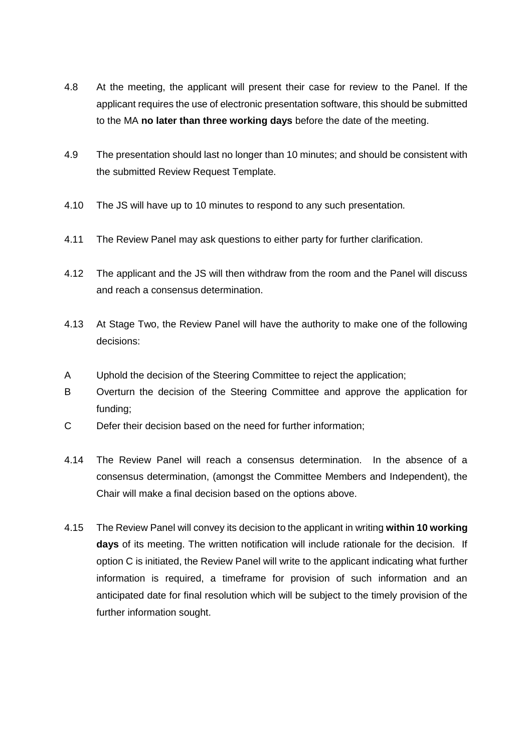4.8 At the meeting, the applicant will present their case for review to the Panel. If the applicant requires the use of electronic presentation software, this should be submitted to the MA **no later than three working days** before the date of the meeting.

4.9 The presentation should last no longer than 10 minutes; and should be consistent with the submitted Review Request Template.

4.10 The JS will have up to 10 minutes to respond to any such presentation.

4.11 The Review Panel may ask questions to either party for further clarification.

4.12 The applicant and the JS will then withdraw from the room and the Panel will discuss and reach a consensus determination.

4.13 At Stage Two, the Review Panel will have the authority to make one of the following decisions:

A Uphold the decision of the Steering Committee to reject the application;

B Overturn the decision of the Steering Committee and approve the application for funding;

C Defer their decision based on the need for further information;

4.14 The Review Panel will reach a consensus determination. In the absence of a consensus determination, (amongst the Committee Members and Independent), the Chair will make a final decision based on the options above.

4.15 The Review Panel will convey its decision to the applicant in writing **within 10 working days** of its meeting. The written notification will include rationale for the decision. If option C is initiated, the Review Panel will write to the applicant indicating what further information is required, a timeframe for provision of such information and an anticipated date for final resolution which will be subject to the timely provision of the further information sought.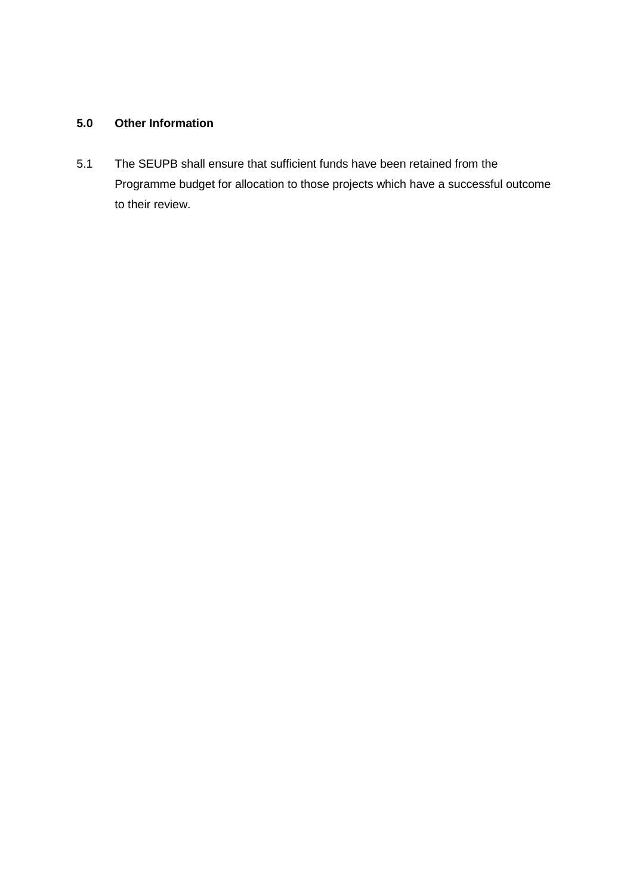## 5.0 Other Information

5.1 The SEUPB shall ensure that sufficient funds have been retained from the Programme budget for allocation to those projects which have a successful outcome to their review.